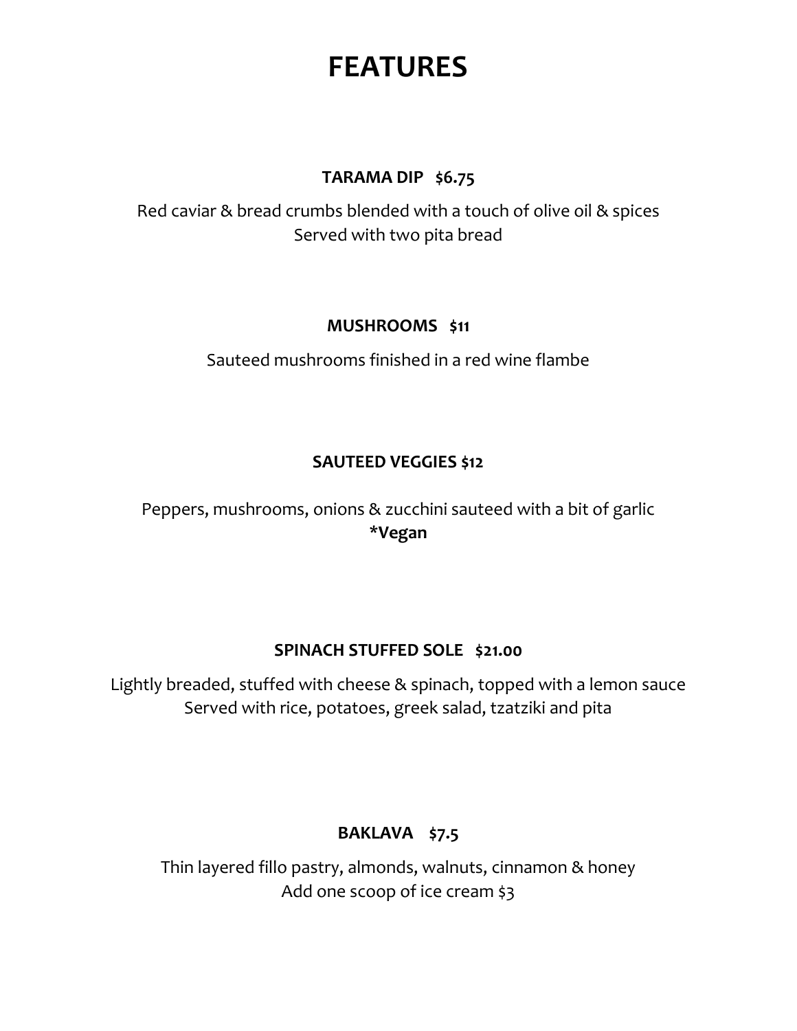# FEATURES

**TARAMA DIP $6.75**

Red caviar & bread crumbs blended with a touch of olive oil & spices
Served with two pita bread

**MUSHROOMS $11**

Sauteed mushrooms finished in a red wine flambe

**SAUTEED VEGGIES $12**

Peppers, mushrooms, onions & zucchini sauteed with a bit of garlic
**\*Vegan**

**SPINACH STUFFED SOLE $21.00**

Lightly breaded, stuffed with cheese & spinach, topped with a lemon sauce
Served with rice, potatoes, greek salad, tzatziki and pita

**BAKLAVA $7.5**

Thin layered fillo pastry, almonds, walnuts, cinnamon & honey
Add one scoop of ice cream $3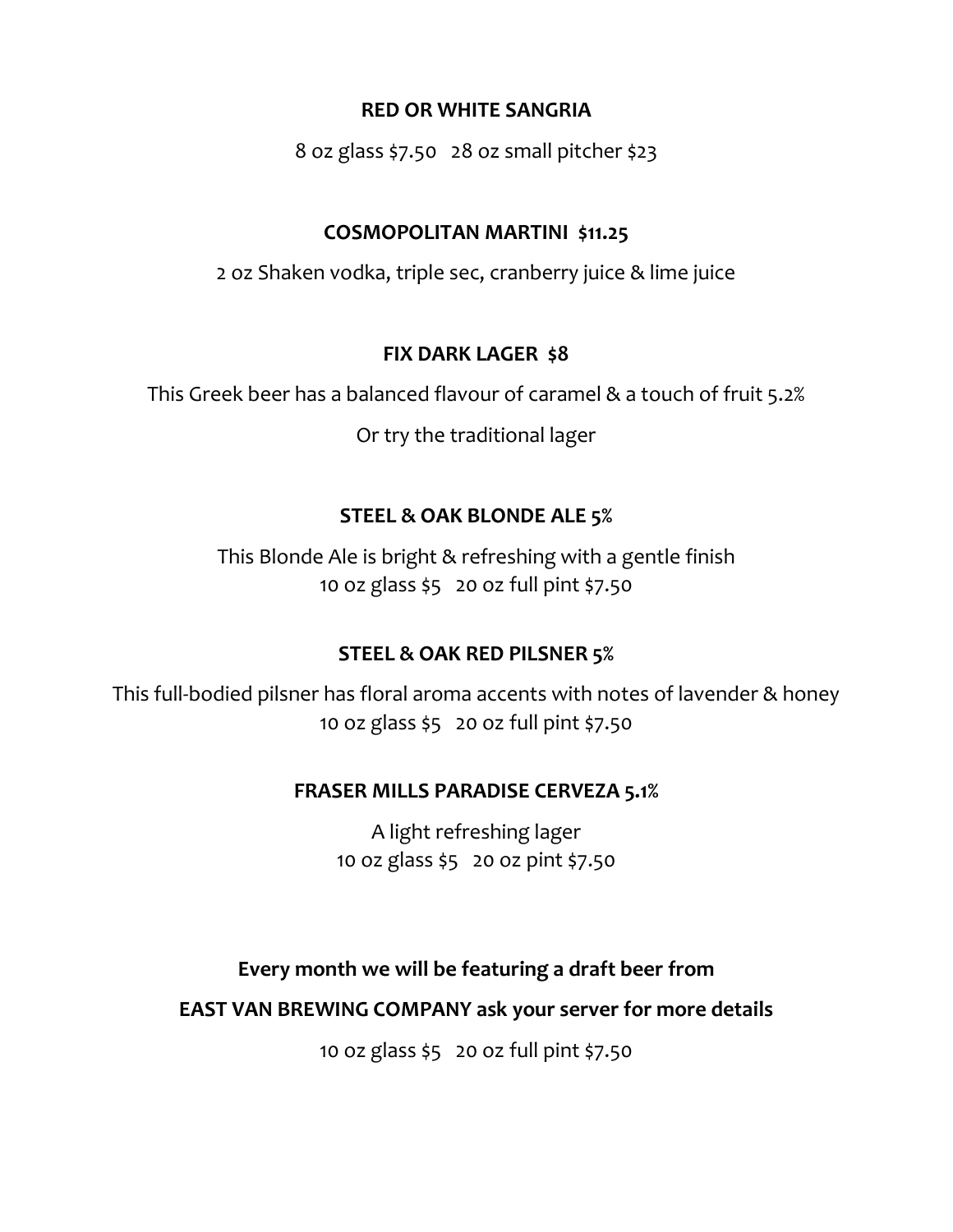**RED OR WHITE SANGRIA**

8 oz glass $7.50   28 oz small pitcher $23

**COSMOPOLITAN MARTINI  $11.25**

2 oz Shaken vodka, triple sec, cranberry juice & lime juice

**FIX DARK LAGER  $8**

This Greek beer has a balanced flavour of caramel & a touch of fruit 5.2%

Or try the traditional lager

**STEEL & OAK BLONDE ALE 5%**

This Blonde Ale is bright & refreshing with a gentle finish
10 oz glass $5   20 oz full pint $7.50

**STEEL & OAK RED PILSNER 5%**

This full-bodied pilsner has floral aroma accents with notes of lavender & honey
10 oz glass $5   20 oz full pint $7.50

**FRASER MILLS PARADISE CERVEZA 5.1%**

A light refreshing lager
10 oz glass $5   20 oz pint $7.50

**Every month we will be featuring a draft beer from**

**EAST VAN BREWING COMPANY ask your server for more details**

10 oz glass $5   20 oz full pint $7.50